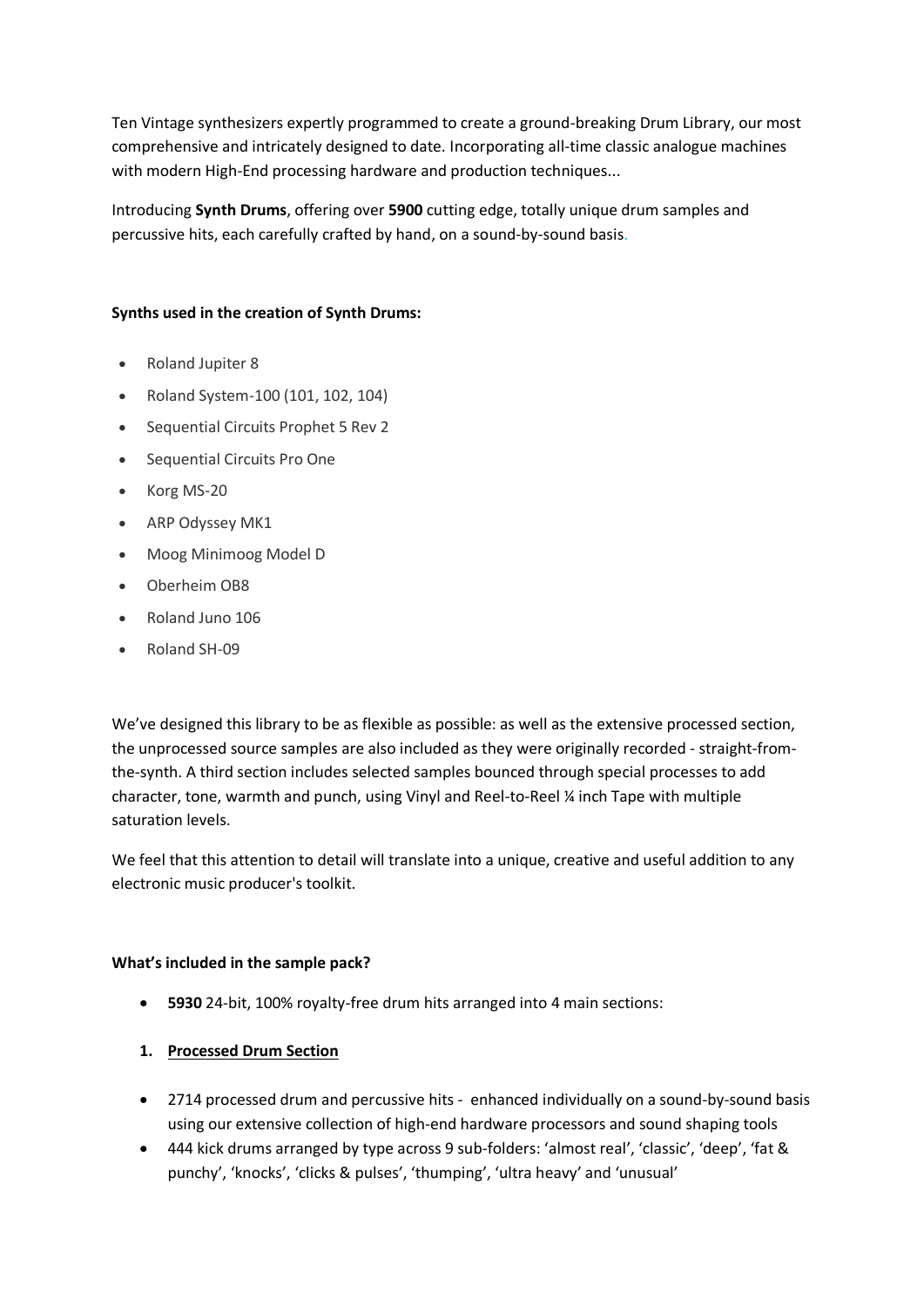Ten Vintage synthesizers expertly programmed to create a ground-breaking Drum Library, our most comprehensive and intricately designed to date. Incorporating all-time classic analogue machines with modern High-End processing hardware and production techniques...

Introducing **Synth Drums**, offering over **5900** cutting edge, totally unique drum samples and percussive hits, each carefully crafted by hand, on a sound-by-sound basis.

**Synths used in the creation of Synth Drums:**

- Roland Jupiter 8
- Roland System-100 (101, 102, 104)
- Sequential Circuits Prophet 5 Rev 2
- Sequential Circuits Pro One
- Korg MS-20
- ARP Odyssey MK1
- Moog Minimoog Model D
- Oberheim OB8
- Roland Juno 106
- Roland SH-09

We've designed this library to be as flexible as possible: as well as the extensive processed section, the unprocessed source samples are also included as they were originally recorded - straight-from-the-synth. A third section includes selected samples bounced through special processes to add character, tone, warmth and punch, using Vinyl and Reel-to-Reel ¼ inch Tape with multiple saturation levels.

We feel that this attention to detail will translate into a unique, creative and useful addition to any electronic music producer's toolkit.

**What's included in the sample pack?**

- **5930** 24-bit, 100% royalty-free drum hits arranged into 4 main sections:

1. **Processed Drum Section**

- 2714 processed drum and percussive hits - enhanced individually on a sound-by-sound basis using our extensive collection of high-end hardware processors and sound shaping tools
- 444 kick drums arranged by type across 9 sub-folders: 'almost real', 'classic', 'deep', 'fat & punchy', 'knocks', 'clicks & pulses', 'thumping', 'ultra heavy' and 'unusual'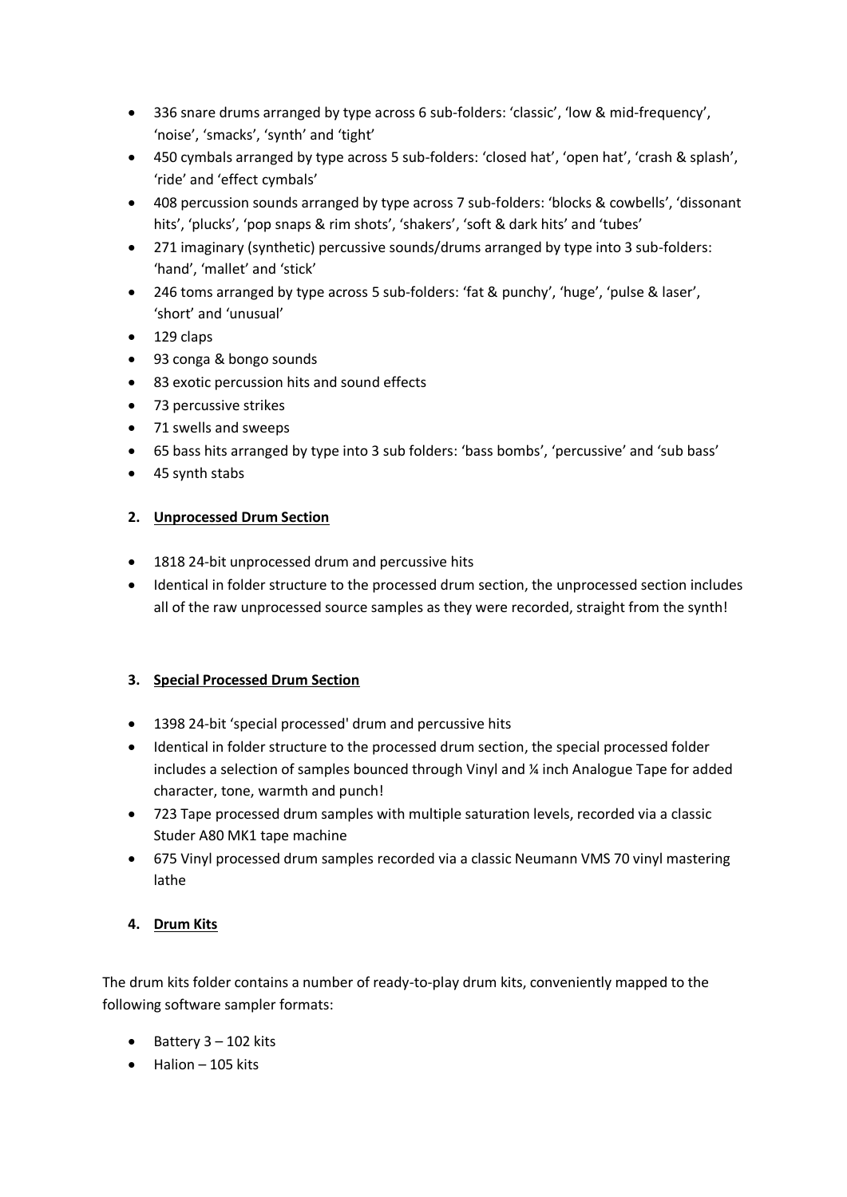- 336 snare drums arranged by type across 6 sub-folders: 'classic', 'low & mid-frequency', 'noise', 'smacks', 'synth' and 'tight'
- 450 cymbals arranged by type across 5 sub-folders: 'closed hat', 'open hat', 'crash & splash', 'ride' and 'effect cymbals'
- 408 percussion sounds arranged by type across 7 sub-folders: 'blocks & cowbells', 'dissonant hits', 'plucks', 'pop snaps & rim shots', 'shakers', 'soft & dark hits' and 'tubes'
- 271 imaginary (synthetic) percussive sounds/drums arranged by type into 3 sub-folders: 'hand', 'mallet' and 'stick'
- 246 toms arranged by type across 5 sub-folders: 'fat & punchy', 'huge', 'pulse & laser', 'short' and 'unusual'
- 129 claps
- 93 conga & bongo sounds
- 83 exotic percussion hits and sound effects
- 73 percussive strikes
- 71 swells and sweeps
- 65 bass hits arranged by type into 3 sub folders: 'bass bombs', 'percussive' and 'sub bass'
- 45 synth stabs

**2. Unprocessed Drum Section**

- 1818 24-bit unprocessed drum and percussive hits
- Identical in folder structure to the processed drum section, the unprocessed section includes all of the raw unprocessed source samples as they were recorded, straight from the synth!

**3. Special Processed Drum Section**

- 1398 24-bit 'special processed' drum and percussive hits
- Identical in folder structure to the processed drum section, the special processed folder includes a selection of samples bounced through Vinyl and ¼ inch Analogue Tape for added character, tone, warmth and punch!
- 723 Tape processed drum samples with multiple saturation levels, recorded via a classic Studer A80 MK1 tape machine
- 675 Vinyl processed drum samples recorded via a classic Neumann VMS 70 vinyl mastering lathe

**4. Drum Kits**

The drum kits folder contains a number of ready-to-play drum kits, conveniently mapped to the following software sampler formats:

- Battery 3 – 102 kits
- Halion – 105 kits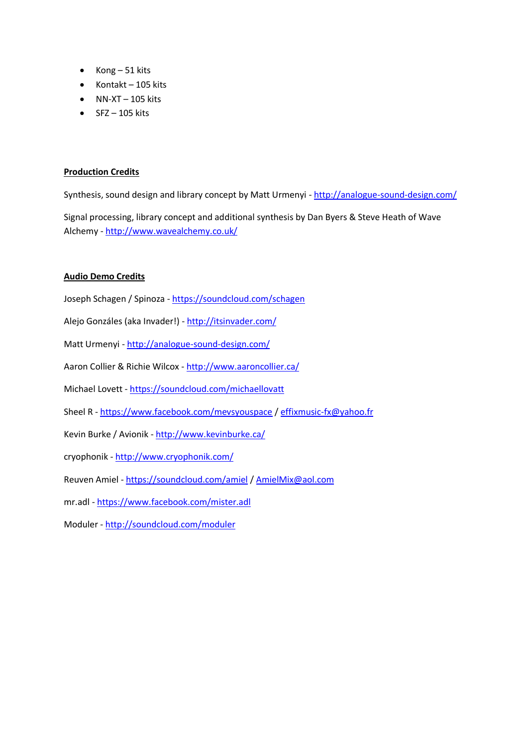- Kong – 51 kits
- Kontakt – 105 kits
- NN-XT – 105 kits
- SFZ – 105 kits

## Production Credits

Synthesis, sound design and library concept by Matt Urmenyi - http://analogue-sound-design.com/

Signal processing, library concept and additional synthesis by Dan Byers & Steve Heath of Wave Alchemy - http://www.wavealchemy.co.uk/

## Audio Demo Credits

Joseph Schagen / Spinoza - https://soundcloud.com/schagen

Alejo Gonzáles (aka Invader!) - http://itsinvader.com/

Matt Urmenyi - http://analogue-sound-design.com/

Aaron Collier & Richie Wilcox - http://www.aaroncollier.ca/

Michael Lovett - https://soundcloud.com/michaellovatt

Sheel R - https://www.facebook.com/mevsyouspace / effixmusic-fx@yahoo.fr

Kevin Burke / Avionik - http://www.kevinburke.ca/

cryophonik - http://www.cryophonik.com/

Reuven Amiel - https://soundcloud.com/amiel / AmielMix@aol.com

mr.adl - https://www.facebook.com/mister.adl

Moduler - http://soundcloud.com/moduler